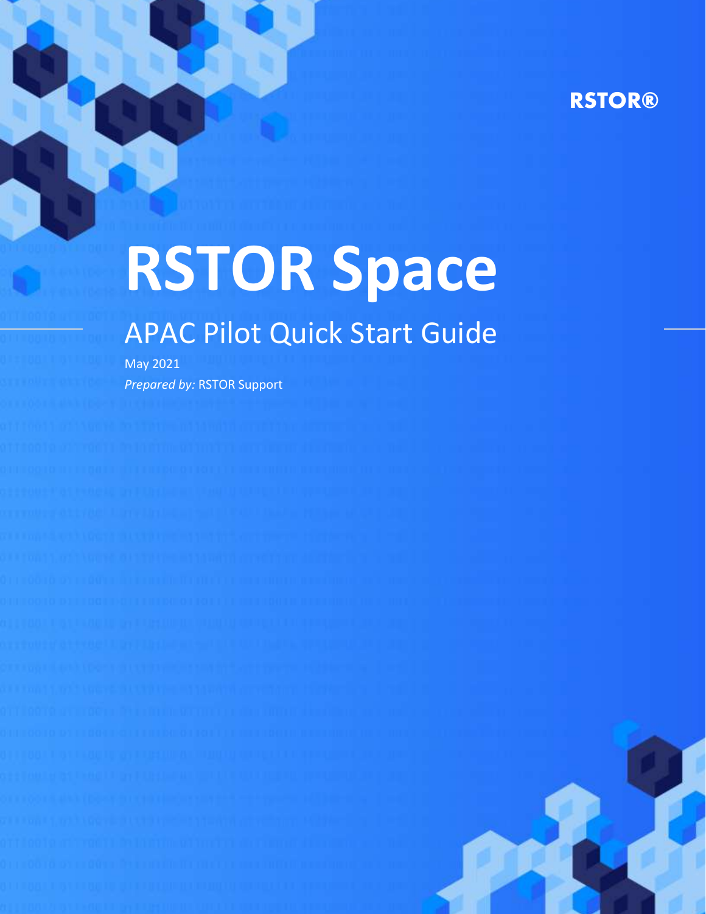RSTOR®

# RSTOR Space

## APAC Pilot Quick Start Guide

May 2021

*Prepared by:* RSTOR Support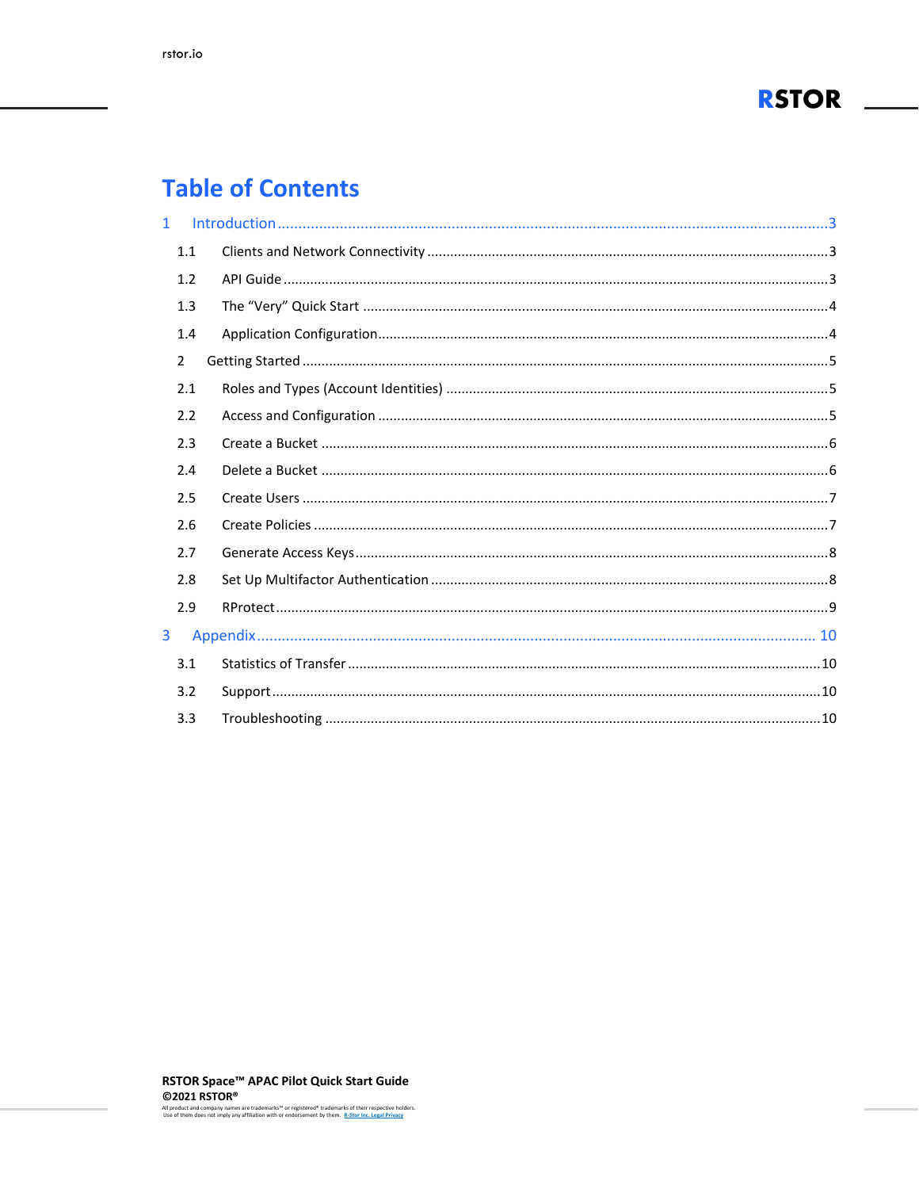# Table of Contents

1 Introduction ... 3
- 1.1 Clients and Network Connectivity ... 3
- 1.2 API Guide ... 3
- 1.3 The "Very" Quick Start ... 4
- 1.4 Application Configuration ... 4

2 Getting Started ... 5
- 2.1 Roles and Types (Account Identities) ... 5
- 2.2 Access and Configuration ... 5
- 2.3 Create a Bucket ... 6
- 2.4 Delete a Bucket ... 6
- 2.5 Create Users ... 7
- 2.6 Create Policies ... 7
- 2.7 Generate Access Keys ... 8
- 2.8 Set Up Multifactor Authentication ... 8
- 2.9 RProtect ... 9

3 Appendix ... 10
- 3.1 Statistics of Transfer ... 10
- 3.2 Support ... 10
- 3.3 Troubleshooting ... 10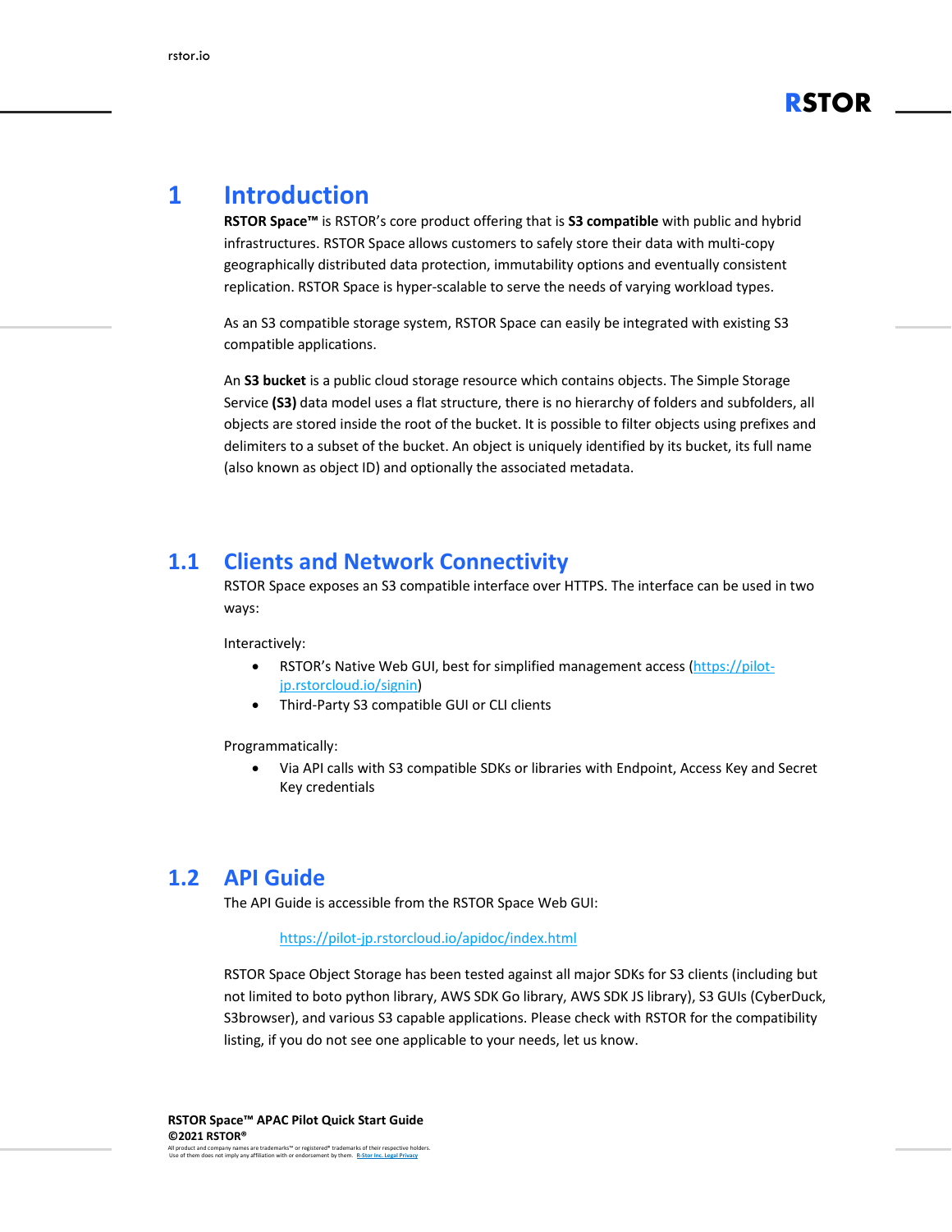# 1 Introduction

**RSTOR Space™** is RSTOR's core product offering that is **S3 compatible** with public and hybrid infrastructures. RSTOR Space allows customers to safely store their data with multi-copy geographically distributed data protection, immutability options and eventually consistent replication. RSTOR Space is hyper-scalable to serve the needs of varying workload types.

As an S3 compatible storage system, RSTOR Space can easily be integrated with existing S3 compatible applications.

An **S3 bucket** is a public cloud storage resource which contains objects. The Simple Storage Service **(S3)** data model uses a flat structure, there is no hierarchy of folders and subfolders, all objects are stored inside the root of the bucket. It is possible to filter objects using prefixes and delimiters to a subset of the bucket. An object is uniquely identified by its bucket, its full name (also known as object ID) and optionally the associated metadata.

## 1.1 Clients and Network Connectivity

RSTOR Space exposes an S3 compatible interface over HTTPS. The interface can be used in two ways:

Interactively:

- RSTOR's Native Web GUI, best for simplified management access (https://pilot-jp.rstorcloud.io/signin)
- Third-Party S3 compatible GUI or CLI clients

Programmatically:

- Via API calls with S3 compatible SDKs or libraries with Endpoint, Access Key and Secret Key credentials

## 1.2 API Guide

The API Guide is accessible from the RSTOR Space Web GUI:

https://pilot-jp.rstorcloud.io/apidoc/index.html

RSTOR Space Object Storage has been tested against all major SDKs for S3 clients (including but not limited to boto python library, AWS SDK Go library, AWS SDK JS library), S3 GUIs (CyberDuck, S3browser), and various S3 capable applications. Please check with RSTOR for the compatibility listing, if you do not see one applicable to your needs, let us know.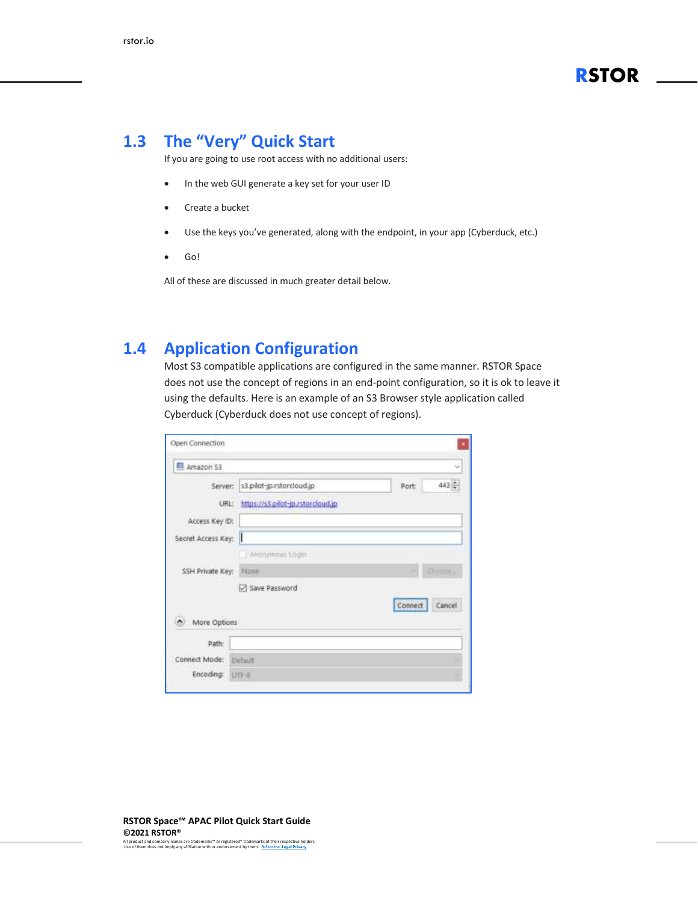## 1.3 The "Very" Quick Start

If you are going to use root access with no additional users:

- In the web GUI generate a key set for your user ID
- Create a bucket
- Use the keys you've generated, along with the endpoint, in your app (Cyberduck, etc.)
- Go!

All of these are discussed in much greater detail below.

## 1.4 Application Configuration

Most S3 compatible applications are configured in the same manner. RSTOR Space does not use the concept of regions in an end-point configuration, so it is ok to leave it using the defaults. Here is an example of an S3 Browser style application called Cyberduck (Cyberduck does not use concept of regions).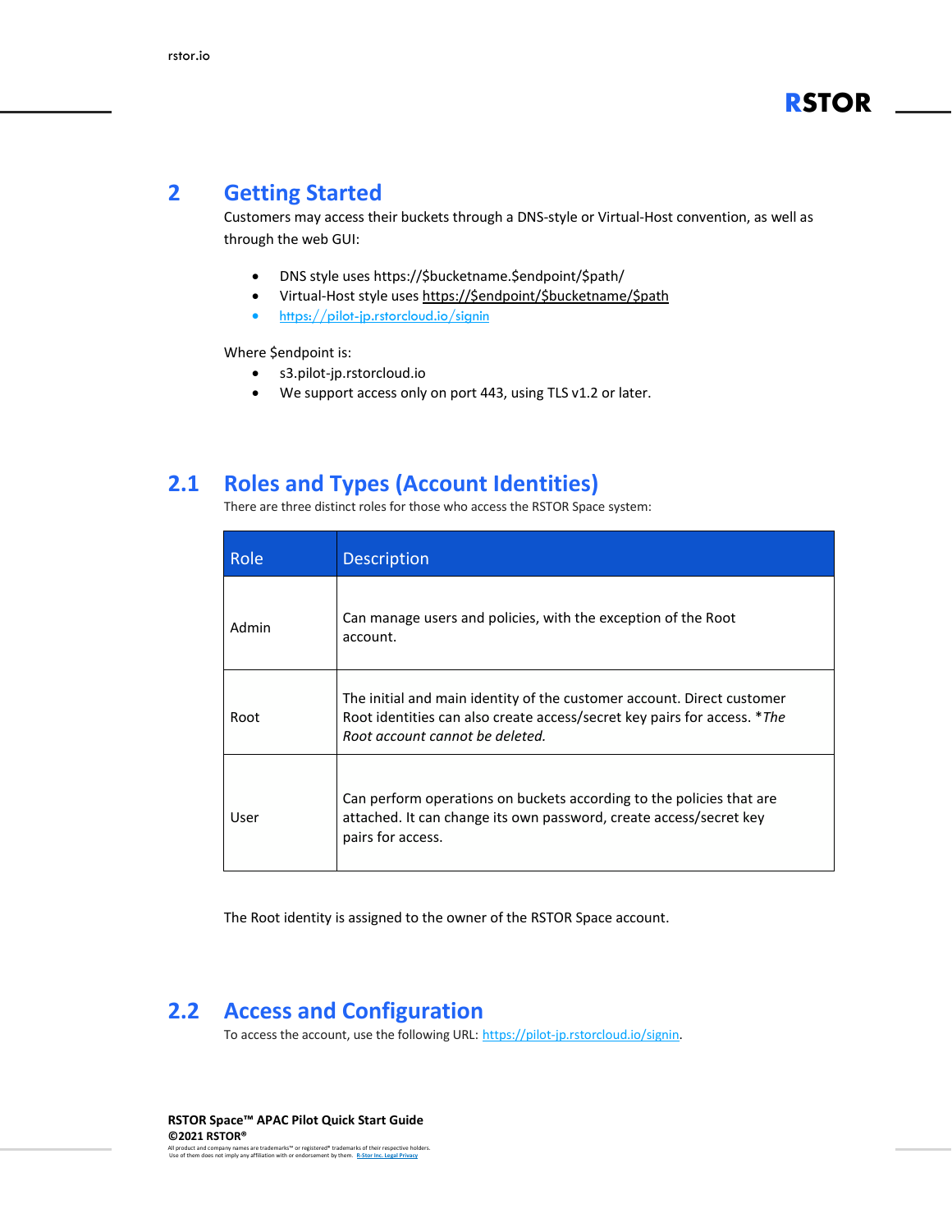# 2 Getting Started

Customers may access their buckets through a DNS-style or Virtual-Host convention, as well as through the web GUI:

- DNS style uses https://$bucketname.$endpoint/$path/
- Virtual-Host style uses https://$endpoint/$bucketname/$path
- https://pilot-jp.rstorcloud.io/signin

Where $endpoint is:

- s3.pilot-jp.rstorcloud.io
- We support access only on port 443, using TLS v1.2 or later.

## 2.1 Roles and Types (Account Identities)

There are three distinct roles for those who access the RSTOR Space system:

| Role | Description |
| --- | --- |
| Admin | Can manage users and policies, with the exception of the Root account. |
| Root | The initial and main identity of the customer account. Direct customer Root identities can also create access/secret key pairs for access. **The Root account cannot be deleted.* |
| User | Can perform operations on buckets according to the policies that are attached. It can change its own password, create access/secret key pairs for access. |

The Root identity is assigned to the owner of the RSTOR Space account.

## 2.2 Access and Configuration

To access the account, use the following URL: https://pilot-jp.rstorcloud.io/signin.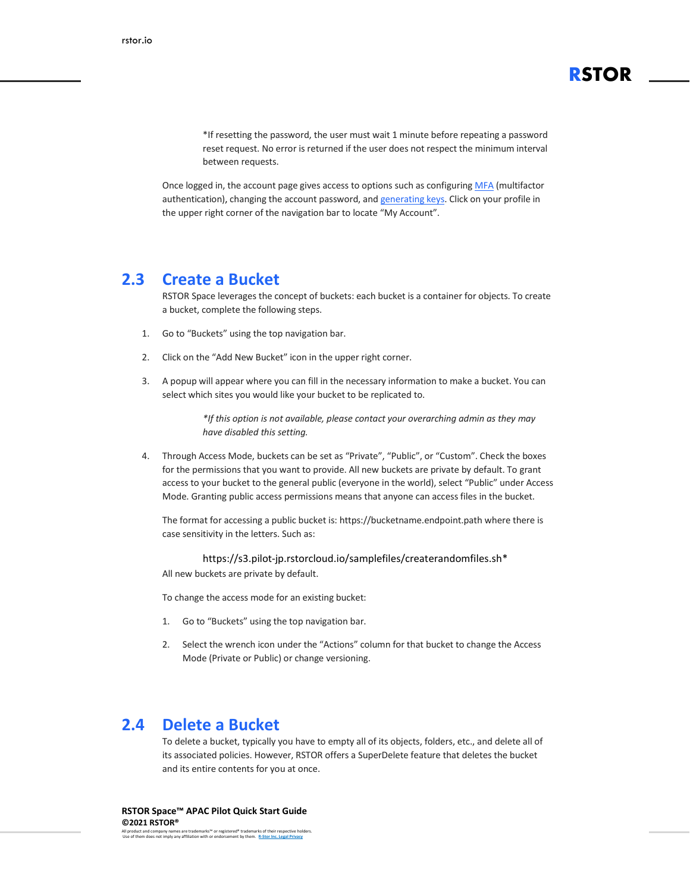*If resetting the password, the user must wait 1 minute before repeating a password reset request. No error is returned if the user does not respect the minimum interval between requests.

Once logged in, the account page gives access to options such as configuring MFA (multifactor authentication), changing the account password, and generating keys. Click on your profile in the upper right corner of the navigation bar to locate "My Account".

## 2.3 Create a Bucket

RSTOR Space leverages the concept of buckets: each bucket is a container for objects. To create a bucket, complete the following steps.

1. Go to "Buckets" using the top navigation bar.

2. Click on the "Add New Bucket" icon in the upper right corner.

3. A popup will appear where you can fill in the necessary information to make a bucket. You can select which sites you would like your bucket to be replicated to.

   *\*If this option is not available, please contact your overarching admin as they may have disabled this setting.*

4. Through Access Mode, buckets can be set as "Private", "Public", or "Custom". Check the boxes for the permissions that you want to provide. All new buckets are private by default. To grant access to your bucket to the general public (everyone in the world), select "Public" under Access Mode. Granting public access permissions means that anyone can access files in the bucket.

   The format for accessing a public bucket is: https://bucketname.endpoint.path where there is case sensitivity in the letters. Such as:

   https://s3.pilot-jp.rstorcloud.io/samplefiles/createrandomfiles.sh*

   All new buckets are private by default.

   To change the access mode for an existing bucket:

   1. Go to "Buckets" using the top navigation bar.

   2. Select the wrench icon under the "Actions" column for that bucket to change the Access Mode (Private or Public) or change versioning.

## 2.4 Delete a Bucket

To delete a bucket, typically you have to empty all of its objects, folders, etc., and delete all of its associated policies. However, RSTOR offers a SuperDelete feature that deletes the bucket and its entire contents for you at once.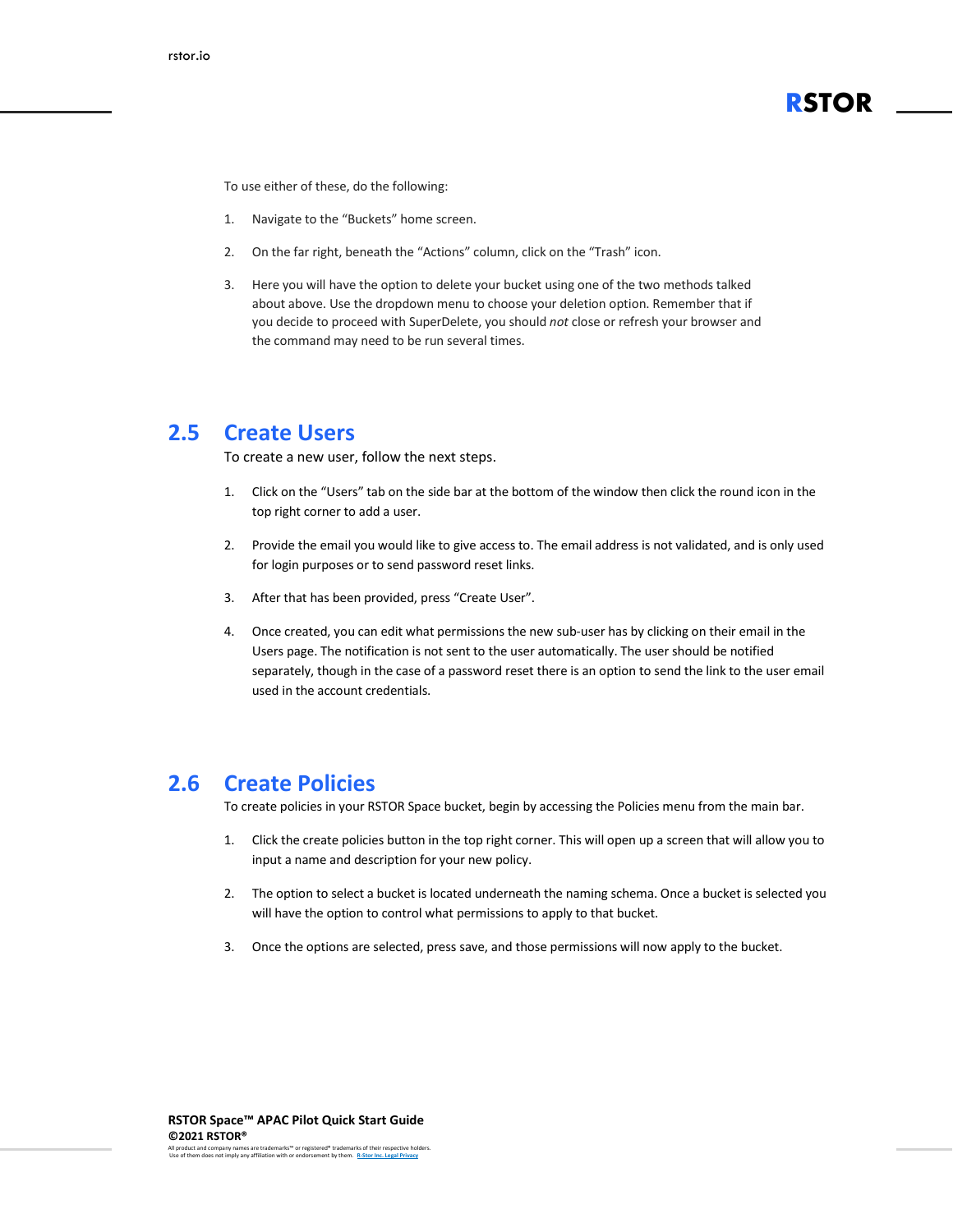To use either of these, do the following:

1. Navigate to the "Buckets" home screen.

2. On the far right, beneath the "Actions" column, click on the "Trash" icon.

3. Here you will have the option to delete your bucket using one of the two methods talked about above. Use the dropdown menu to choose your deletion option. Remember that if you decide to proceed with SuperDelete, you should *not* close or refresh your browser and the command may need to be run several times.

## 2.5 Create Users

To create a new user, follow the next steps.

1. Click on the "Users" tab on the side bar at the bottom of the window then click the round icon in the top right corner to add a user.

2. Provide the email you would like to give access to. The email address is not validated, and is only used for login purposes or to send password reset links.

3. After that has been provided, press "Create User".

4. Once created, you can edit what permissions the new sub-user has by clicking on their email in the Users page. The notification is not sent to the user automatically. The user should be notified separately, though in the case of a password reset there is an option to send the link to the user email used in the account credentials.

## 2.6 Create Policies

To create policies in your RSTOR Space bucket, begin by accessing the Policies menu from the main bar.

1. Click the create policies button in the top right corner. This will open up a screen that will allow you to input a name and description for your new policy.

2. The option to select a bucket is located underneath the naming schema. Once a bucket is selected you will have the option to control what permissions to apply to that bucket.

3. Once the options are selected, press save, and those permissions will now apply to the bucket.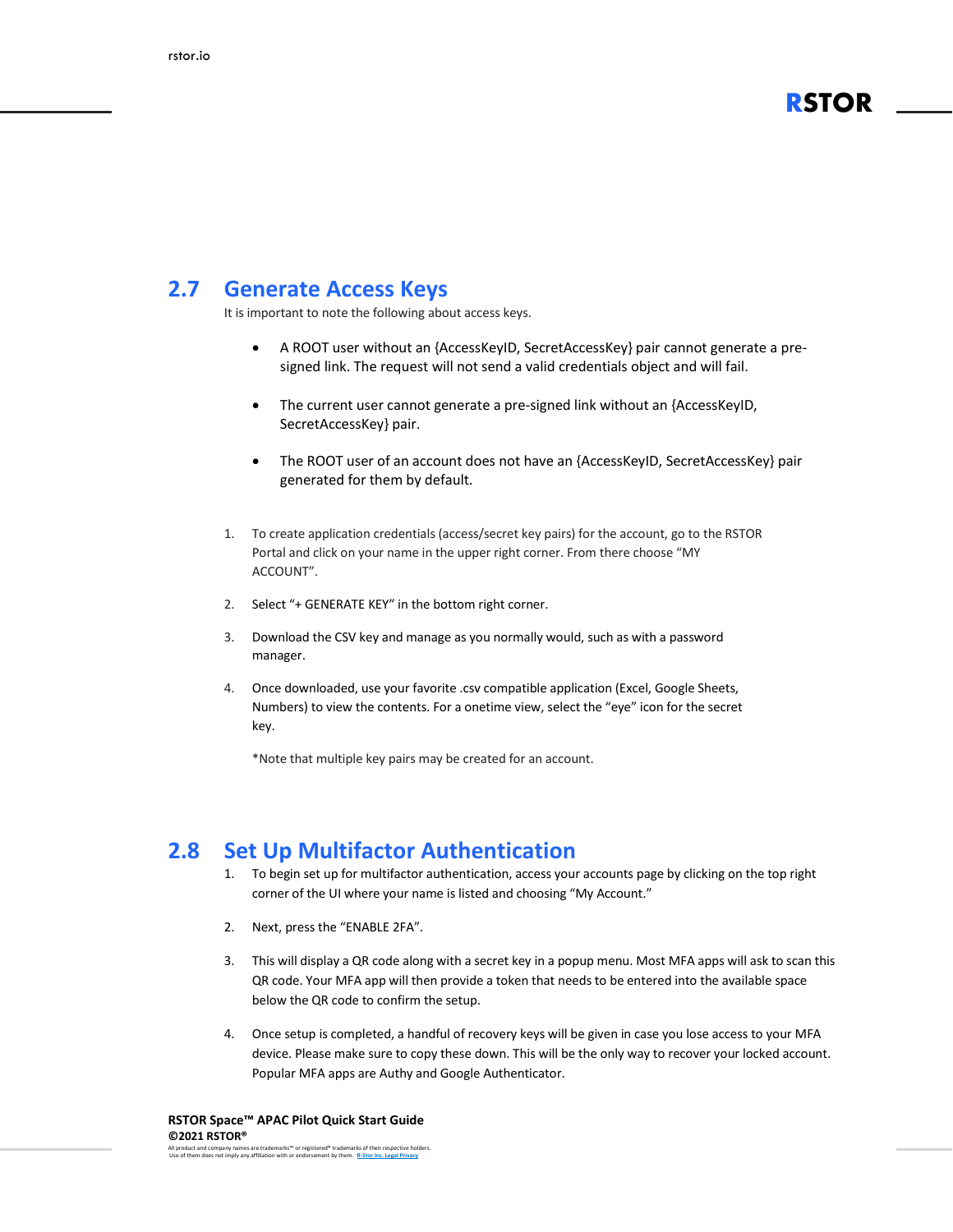## 2.7 Generate Access Keys

It is important to note the following about access keys.

- A ROOT user without an {AccessKeyID, SecretAccessKey} pair cannot generate a pre-signed link. The request will not send a valid credentials object and will fail.
- The current user cannot generate a pre-signed link without an {AccessKeyID, SecretAccessKey} pair.
- The ROOT user of an account does not have an {AccessKeyID, SecretAccessKey} pair generated for them by default.

1. To create application credentials (access/secret key pairs) for the account, go to the RSTOR Portal and click on your name in the upper right corner. From there choose "MY ACCOUNT".
2. Select "+ GENERATE KEY" in the bottom right corner.
3. Download the CSV key and manage as you normally would, such as with a password manager.
4. Once downloaded, use your favorite .csv compatible application (Excel, Google Sheets, Numbers) to view the contents. For a onetime view, select the "eye" icon for the secret key.

   *Note that multiple key pairs may be created for an account.

## 2.8 Set Up Multifactor Authentication

1. To begin set up for multifactor authentication, access your accounts page by clicking on the top right corner of the UI where your name is listed and choosing "My Account."
2. Next, press the "ENABLE 2FA".
3. This will display a QR code along with a secret key in a popup menu. Most MFA apps will ask to scan this QR code. Your MFA app will then provide a token that needs to be entered into the available space below the QR code to confirm the setup.
4. Once setup is completed, a handful of recovery keys will be given in case you lose access to your MFA device. Please make sure to copy these down. This will be the only way to recover your locked account. Popular MFA apps are Authy and Google Authenticator.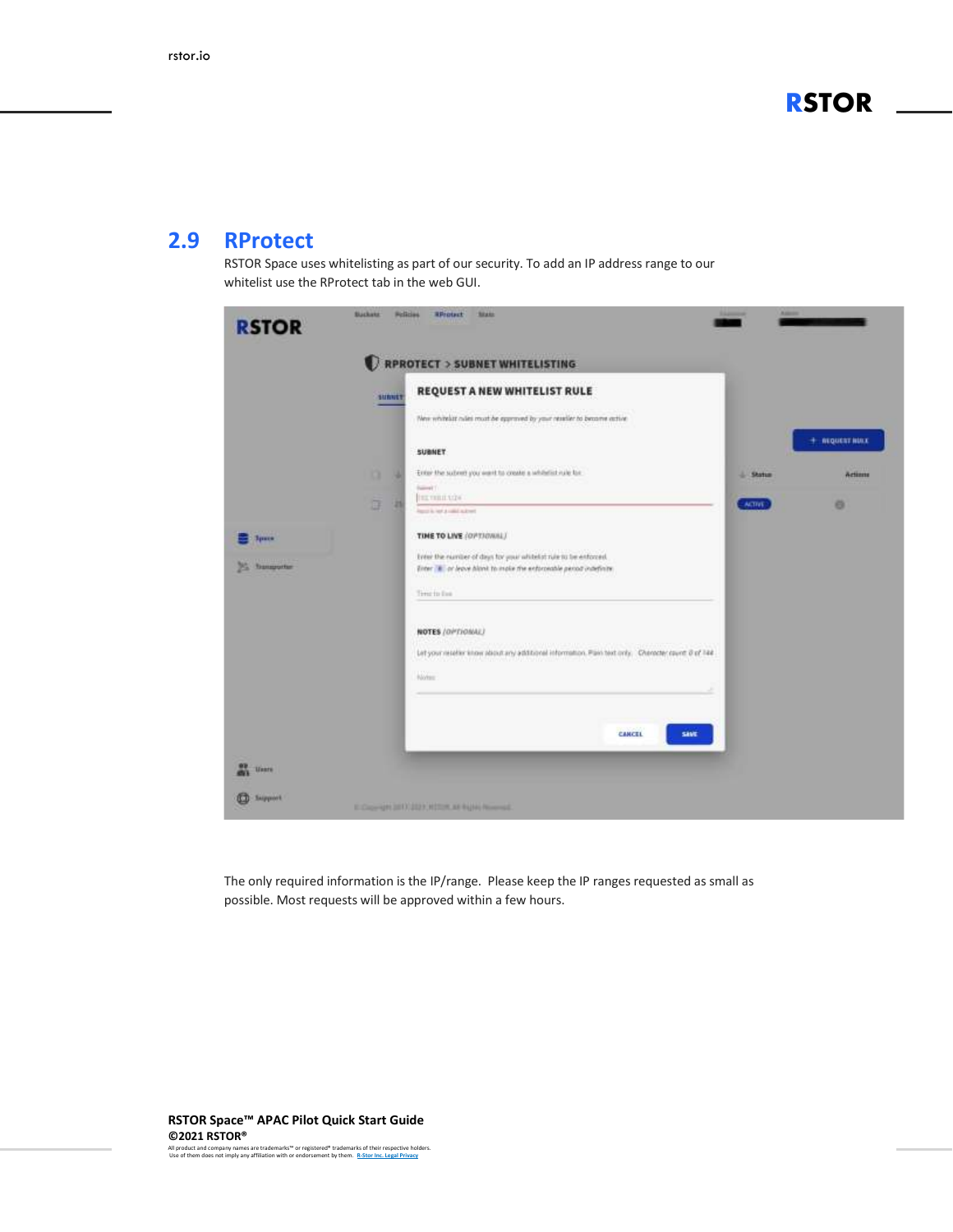## 2.9 RProtect

RSTOR Space uses whitelisting as part of our security. To add an IP address range to our whitelist use the RProtect tab in the web GUI.

The only required information is the IP/range. Please keep the IP ranges requested as small as possible. Most requests will be approved within a few hours.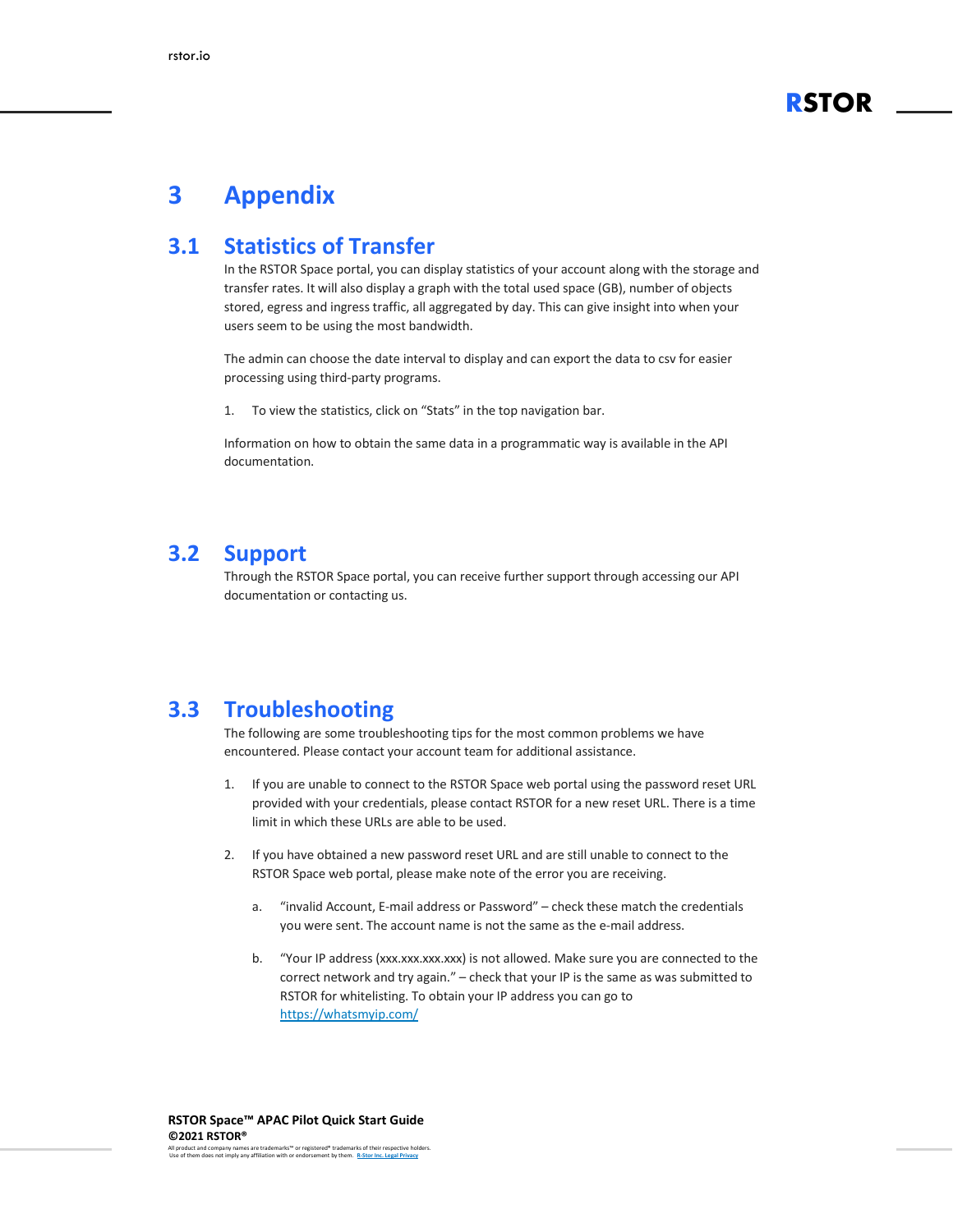# 3 Appendix

## 3.1 Statistics of Transfer

In the RSTOR Space portal, you can display statistics of your account along with the storage and transfer rates. It will also display a graph with the total used space (GB), number of objects stored, egress and ingress traffic, all aggregated by day. This can give insight into when your users seem to be using the most bandwidth.

The admin can choose the date interval to display and can export the data to csv for easier processing using third-party programs.

1. To view the statistics, click on "Stats" in the top navigation bar.

Information on how to obtain the same data in a programmatic way is available in the API documentation.

## 3.2 Support

Through the RSTOR Space portal, you can receive further support through accessing our API documentation or contacting us.

## 3.3 Troubleshooting

The following are some troubleshooting tips for the most common problems we have encountered. Please contact your account team for additional assistance.

1. If you are unable to connect to the RSTOR Space web portal using the password reset URL provided with your credentials, please contact RSTOR for a new reset URL. There is a time limit in which these URLs are able to be used.

2. If you have obtained a new password reset URL and are still unable to connect to the RSTOR Space web portal, please make note of the error you are receiving.

   a. "invalid Account, E-mail address or Password" – check these match the credentials you were sent. The account name is not the same as the e-mail address.

   b. "Your IP address (xxx.xxx.xxx.xxx) is not allowed. Make sure you are connected to the correct network and try again." – check that your IP is the same as was submitted to RSTOR for whitelisting. To obtain your IP address you can go to [https://whatsmyip.com/](https://whatsmyip.com/)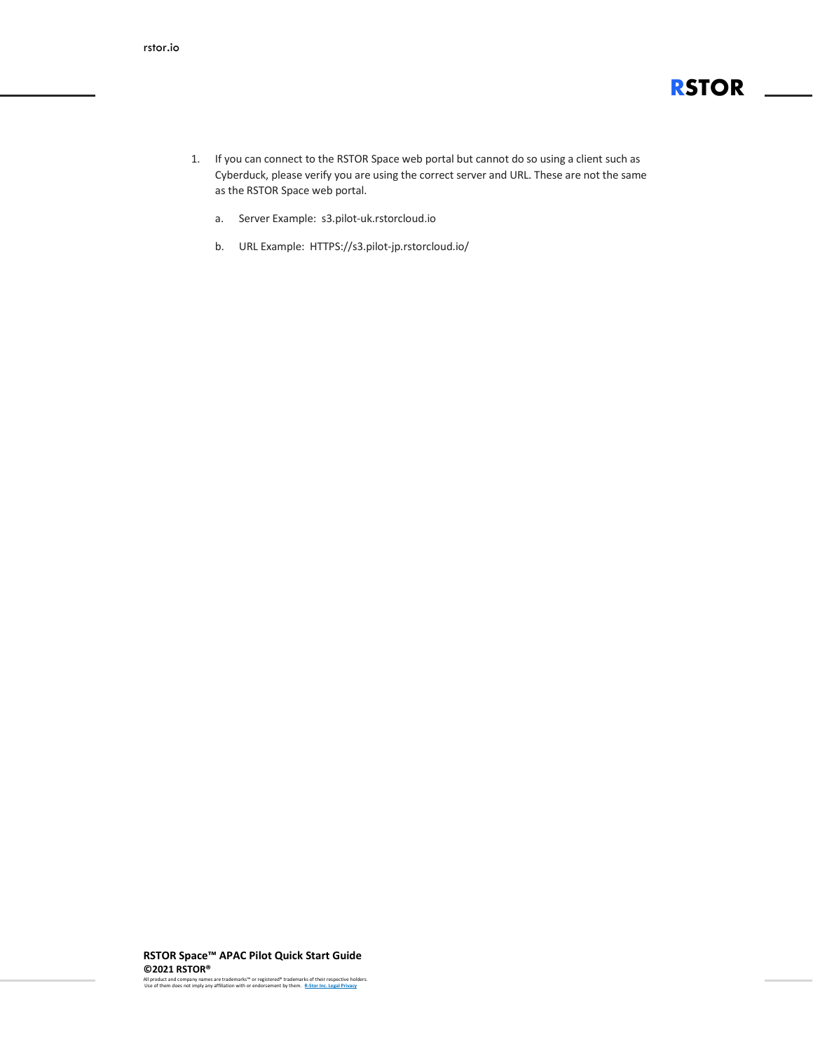1. If you can connect to the RSTOR Space web portal but cannot do so using a client such as Cyberduck, please verify you are using the correct server and URL. These are not the same as the RSTOR Space web portal.

    a. Server Example: s3.pilot-uk.rstorcloud.io

    b. URL Example: HTTPS://s3.pilot-jp.rstorcloud.io/